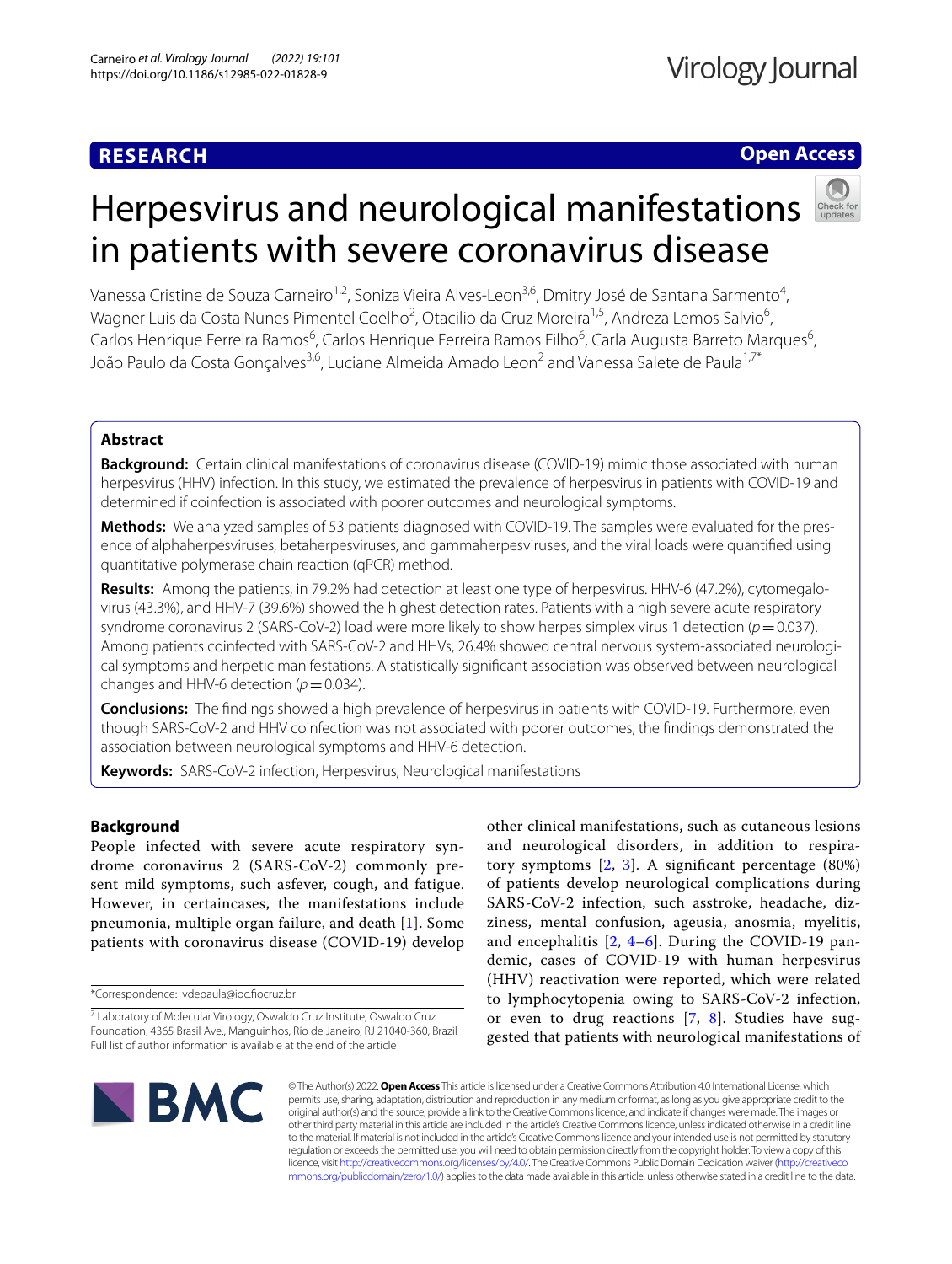**RESEARCH**

**Open Access**

# Herpesvirus and neurological manifestations in patients with severe coronavirus disease

Vanessa Cristine de Souza Carneiro[1,2], Soniza Vieira Alves-Leon[3,6], Dmitry José de Santana Sarmento[4], Wagner Luis da Costa Nunes Pimentel Coelho[2], Otacilio da Cruz Moreira[1,5], Andreza Lemos Salvio[6], Carlos Henrique Ferreira Ramos[6], Carlos Henrique Ferreira Ramos Filho[6], Carla Augusta Barreto Marques[6], João Paulo da Costa Gonçalves[3,6], Luciane Almeida Amado Leon[2] and Vanessa Salete de Paula[1,7*]

## Abstract

**Background:** Certain clinical manifestations of coronavirus disease (COVID-19) mimic those associated with human herpesvirus (HHV) infection. In this study, we estimated the prevalence of herpesvirus in patients with COVID-19 and determined if coinfection is associated with poorer outcomes and neurological symptoms.

**Methods:** We analyzed samples of 53 patients diagnosed with COVID-19. The samples were evaluated for the presence of alphaherpesviruses, betaherpesviruses, and gammaherpesviruses, and the viral loads were quantified using quantitative polymerase chain reaction (qPCR) method.

**Results:** Among the patients, in 79.2% had detection at least one type of herpesvirus. HHV-6 (47.2%), cytomegalovirus (43.3%), and HHV-7 (39.6%) showed the highest detection rates. Patients with a high severe acute respiratory syndrome coronavirus 2 (SARS-CoV-2) load were more likely to show herpes simplex virus 1 detection ($p = 0.037$). Among patients coinfected with SARS-CoV-2 and HHVs, 26.4% showed central nervous system-associated neurological symptoms and herpetic manifestations. A statistically significant association was observed between neurological changes and HHV-6 detection ($p = 0.034$).

**Conclusions:** The findings showed a high prevalence of herpesvirus in patients with COVID-19. Furthermore, even though SARS-CoV-2 and HHV coinfection was not associated with poorer outcomes, the findings demonstrated the association between neurological symptoms and HHV-6 detection.

**Keywords:** SARS-CoV-2 infection, Herpesvirus, Neurological manifestations

## Background

People infected with severe acute respiratory syndrome coronavirus 2 (SARS-CoV-2) commonly present mild symptoms, such asfever, cough, and fatigue. However, in certaincases, the manifestations include pneumonia, multiple organ failure, and death [1]. Some patients with coronavirus disease (COVID-19) develop other clinical manifestations, such as cutaneous lesions and neurological disorders, in addition to respiratory symptoms [2, 3]. A significant percentage (80%) of patients develop neurological complications during SARS-CoV-2 infection, such asstroke, headache, dizziness, mental confusion, ageusia, anosmia, myelitis, and encephalitis [2, 4–6]. During the COVID-19 pandemic, cases of COVID-19 with human herpesvirus (HHV) reactivation were reported, which were related to lymphocytopenia owing to SARS-CoV-2 infection, or even to drug reactions [7, 8]. Studies have suggested that patients with neurological manifestations of

*Correspondence: vdepaula@ioc.fiocruz.br

[7] Laboratory of Molecular Virology, Oswaldo Cruz Institute, Oswaldo Cruz Foundation, 4365 Brasil Ave., Manguinhos, Rio de Janeiro, RJ 21040-360, Brazil
Full list of author information is available at the end of the article

© The Author(s) 2022. **Open Access** This article is licensed under a Creative Commons Attribution 4.0 International License, which permits use, sharing, adaptation, distribution and reproduction in any medium or format, as long as you give appropriate credit to the original author(s) and the source, provide a link to the Creative Commons licence, and indicate if changes were made. The images or other third party material in this article are included in the article's Creative Commons licence, unless indicated otherwise in a credit line to the material. If material is not included in the article's Creative Commons licence and your intended use is not permitted by statutory regulation or exceeds the permitted use, you will need to obtain permission directly from the copyright holder. To view a copy of this licence, visit http://creativecommons.org/licenses/by/4.0/. The Creative Commons Public Domain Dedication waiver (http://creativecommons.org/publicdomain/zero/1.0/) applies to the data made available in this article, unless otherwise stated in a credit line to the data.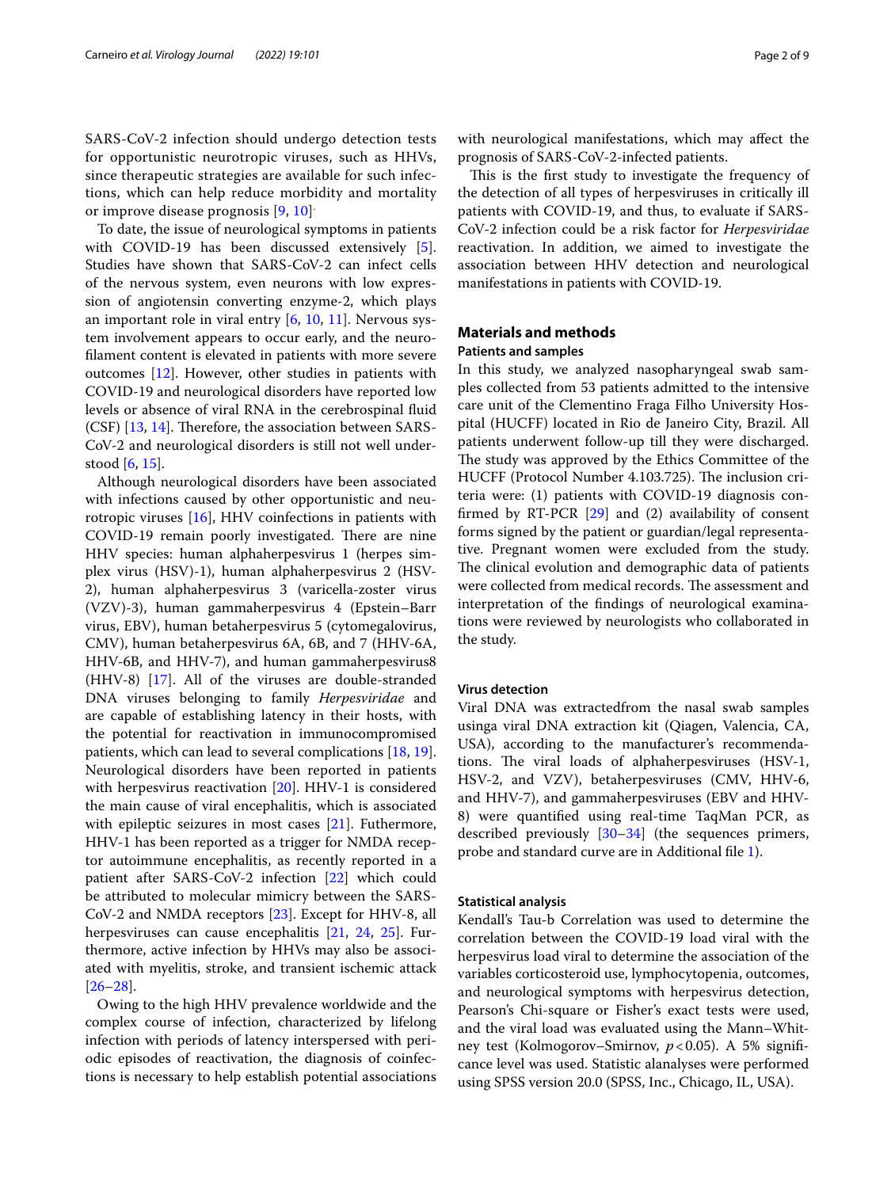SARS-CoV-2 infection should undergo detection tests for opportunistic neurotropic viruses, such as HHVs, since therapeutic strategies are available for such infections, which can help reduce morbidity and mortality or improve disease prognosis [9, 10].

To date, the issue of neurological symptoms in patients with COVID-19 has been discussed extensively [5]. Studies have shown that SARS-CoV-2 can infect cells of the nervous system, even neurons with low expression of angiotensin converting enzyme-2, which plays an important role in viral entry [6, 10, 11]. Nervous system involvement appears to occur early, and the neurofilament content is elevated in patients with more severe outcomes [12]. However, other studies in patients with COVID-19 and neurological disorders have reported low levels or absence of viral RNA in the cerebrospinal fluid (CSF) [13, 14]. Therefore, the association between SARS-CoV-2 and neurological disorders is still not well understood [6, 15].

Although neurological disorders have been associated with infections caused by other opportunistic and neurotropic viruses [16], HHV coinfections in patients with COVID-19 remain poorly investigated. There are nine HHV species: human alphaherpesvirus 1 (herpes simplex virus (HSV)-1), human alphaherpesvirus 2 (HSV-2), human alphaherpesvirus 3 (varicella-zoster virus (VZV)-3), human gammaherpesvirus 4 (Epstein–Barr virus, EBV), human betaherpesvirus 5 (cytomegalovirus, CMV), human betaherpesvirus 6A, 6B, and 7 (HHV-6A, HHV-6B, and HHV-7), and human gammaherpesvirus8 (HHV-8) [17]. All of the viruses are double-stranded DNA viruses belonging to family *Herpesviridae* and are capable of establishing latency in their hosts, with the potential for reactivation in immunocompromised patients, which can lead to several complications [18, 19]. Neurological disorders have been reported in patients with herpesvirus reactivation [20]. HHV-1 is considered the main cause of viral encephalitis, which is associated with epileptic seizures in most cases [21]. Futhermore, HHV-1 has been reported as a trigger for NMDA receptor autoimmune encephalitis, as recently reported in a patient after SARS-CoV-2 infection [22] which could be attributed to molecular mimicry between the SARS-CoV-2 and NMDA receptors [23]. Except for HHV-8, all herpesviruses can cause encephalitis [21, 24, 25]. Furthermore, active infection by HHVs may also be associated with myelitis, stroke, and transient ischemic attack [26–28].

Owing to the high HHV prevalence worldwide and the complex course of infection, characterized by lifelong infection with periods of latency interspersed with periodic episodes of reactivation, the diagnosis of coinfections is necessary to help establish potential associations with neurological manifestations, which may affect the prognosis of SARS-CoV-2-infected patients.

This is the first study to investigate the frequency of the detection of all types of herpesviruses in critically ill patients with COVID-19, and thus, to evaluate if SARS-CoV-2 infection could be a risk factor for *Herpesviridae* reactivation. In addition, we aimed to investigate the association between HHV detection and neurological manifestations in patients with COVID-19.

## Materials and methods

### Patients and samples

In this study, we analyzed nasopharyngeal swab samples collected from 53 patients admitted to the intensive care unit of the Clementino Fraga Filho University Hospital (HUCFF) located in Rio de Janeiro City, Brazil. All patients underwent follow-up till they were discharged. The study was approved by the Ethics Committee of the HUCFF (Protocol Number 4.103.725). The inclusion criteria were: (1) patients with COVID-19 diagnosis confirmed by RT-PCR [29] and (2) availability of consent forms signed by the patient or guardian/legal representative. Pregnant women were excluded from the study. The clinical evolution and demographic data of patients were collected from medical records. The assessment and interpretation of the findings of neurological examinations were reviewed by neurologists who collaborated in the study.

### Virus detection

Viral DNA was extractedfrom the nasal swab samples usinga viral DNA extraction kit (Qiagen, Valencia, CA, USA), according to the manufacturer's recommendations. The viral loads of alphaherpesviruses (HSV-1, HSV-2, and VZV), betaherpesviruses (CMV, HHV-6, and HHV-7), and gammaherpesviruses (EBV and HHV-8) were quantified using real-time TaqMan PCR, as described previously [30–34] (the sequences primers, probe and standard curve are in Additional file 1).

### Statistical analysis

Kendall's Tau-b Correlation was used to determine the correlation between the COVID-19 load viral with the herpesvirus load viral to determine the association of the variables corticosteroid use, lymphocytopenia, outcomes, and neurological symptoms with herpesvirus detection, Pearson's Chi-square or Fisher's exact tests were used, and the viral load was evaluated using the Mann–Whitney test (Kolmogorov–Smirnov, $p < 0.05$). A 5% significance level was used. Statistic alanalyses were performed using SPSS version 20.0 (SPSS, Inc., Chicago, IL, USA).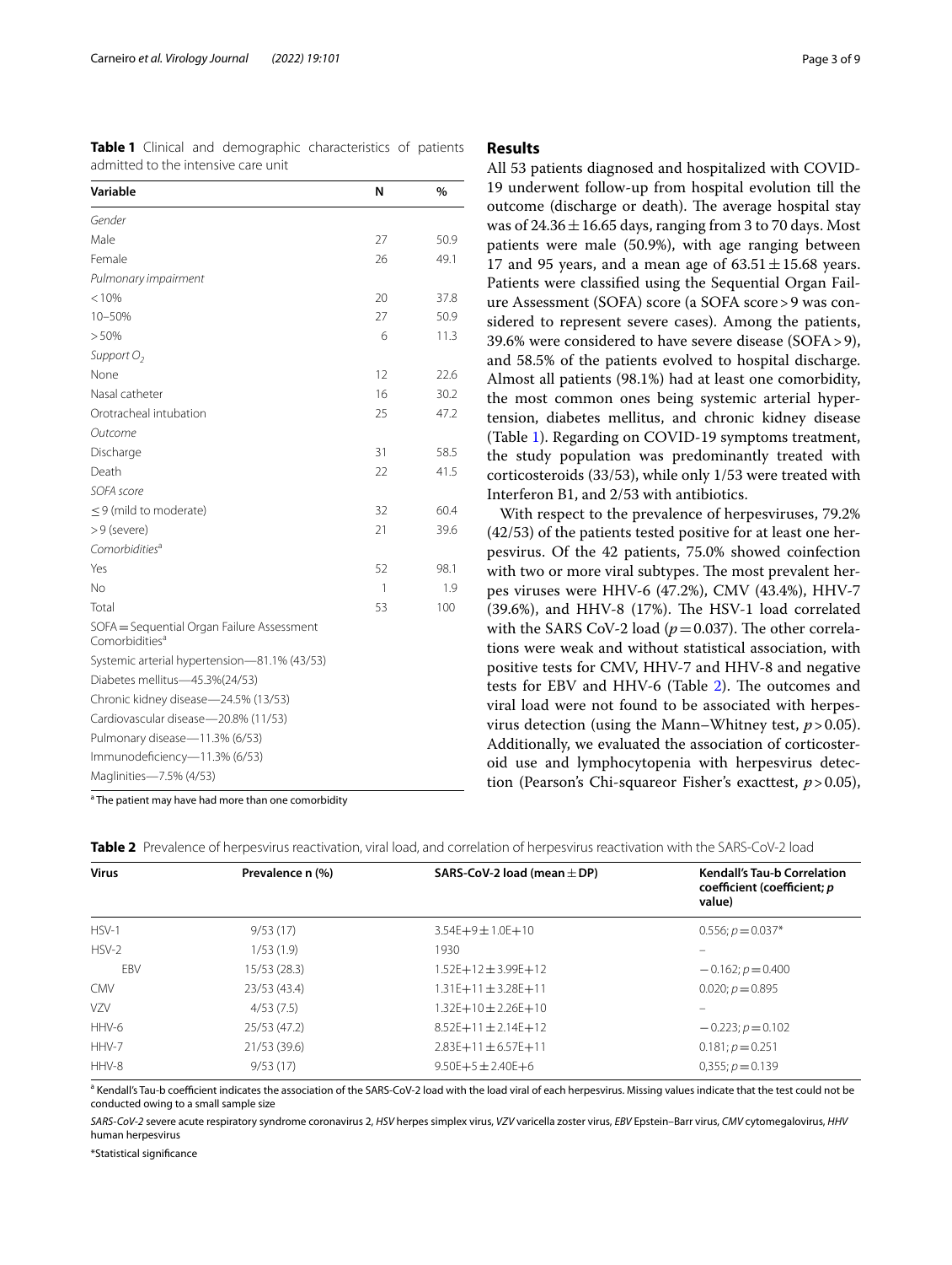**Table 1** Clinical and demographic characteristics of patients admitted to the intensive care unit

| Variable | N | % |
|---|---|---|
| *Gender* | | |
| Male | 27 | 50.9 |
| Female | 26 | 49.1 |
| *Pulmonary impairment* | | |
| <10% | 20 | 37.8 |
| 10–50% | 27 | 50.9 |
| >50% | 6 | 11.3 |
| *Support $O_2$* | | |
| None | 12 | 22.6 |
| Nasal catheter | 16 | 30.2 |
| Orotracheal intubation | 25 | 47.2 |
| *Outcome* | | |
| Discharge | 31 | 58.5 |
| Death | 22 | 41.5 |
| *SOFA score* | | |
| ≤9 (mild to moderate) | 32 | 60.4 |
| >9 (severe) | 21 | 39.6 |
| *Comorbidities*[a] | | |
| Yes | 52 | 98.1 |
| No | 1 | 1.9 |
| Total | 53 | 100 |

SOFA = Sequential Organ Failure Assessment
Comorbidities[a]
Systemic arterial hypertension—81.1% (43/53)
Diabetes mellitus—45.3%(24/53)
Chronic kidney disease—24.5% (13/53)
Cardiovascular disease—20.8% (11/53)
Pulmonary disease—11.3% (6/53)
Immunodeficiency—11.3% (6/53)
Maglinities—7.5% (4/53)

[a] The patient may have had more than one comorbidity

## Results

All 53 patients diagnosed and hospitalized with COVID-19 underwent follow-up from hospital evolution till the outcome (discharge or death). The average hospital stay was of $24.36 \pm 16.65$ days, ranging from 3 to 70 days. Most patients were male (50.9%), with age ranging between 17 and 95 years, and a mean age of $63.51 \pm 15.68$ years. Patients were classified using the Sequential Organ Failure Assessment (SOFA) score (a SOFA score > 9 was considered to represent severe cases). Among the patients, 39.6% were considered to have severe disease (SOFA > 9), and 58.5% of the patients evolved to hospital discharge. Almost all patients (98.1%) had at least one comorbidity, the most common ones being systemic arterial hypertension, diabetes mellitus, and chronic kidney disease (Table 1). Regarding on COVID-19 symptoms treatment, the study population was predominantly treated with corticosteroids (33/53), while only 1/53 were treated with Interferon B1, and 2/53 with antibiotics.

With respect to the prevalence of herpesviruses, 79.2% (42/53) of the patients tested positive for at least one herpesvirus. Of the 42 patients, 75.0% showed coinfection with two or more viral subtypes. The most prevalent herpes viruses were HHV-6 (47.2%), CMV (43.4%), HHV-7 (39.6%), and HHV-8 (17%). The HSV-1 load correlated with the SARS CoV-2 load ($p = 0.037$). The other correlations were weak and without statistical association, with positive tests for CMV, HHV-7 and HHV-8 and negative tests for EBV and HHV-6 (Table 2). The outcomes and viral load were not found to be associated with herpesvirus detection (using the Mann–Whitney test, $p > 0.05$). Additionally, we evaluated the association of corticosteroid use and lymphocytopenia with herpesvirus detection (Pearson's Chi-squareor Fisher's exacttest, $p > 0.05$),

**Table 2** Prevalence of herpesvirus reactivation, viral load, and correlation of herpesvirus reactivation with the SARS-CoV-2 load

| Virus | Prevalence n (%) | SARS-CoV-2 load (mean ± DP) | Kendall's Tau-b Correlation coefficient (coefficient; *p* value) |
|---|---|---|---|
| HSV-1 | 9/53 (17) | 3.54E+9 ± 1.0E+10 | 0.556; $p = 0.037$* |
| HSV-2 | 1/53 (1.9) | 1930 | – |
| EBV | 15/53 (28.3) | 1.52E+12 ± 3.99E+12 | −0.162; $p = 0.400$ |
| CMV | 23/53 (43.4) | 1.31E+11 ± 3.28E+11 | 0.020; $p = 0.895$ |
| VZV | 4/53 (7.5) | 1.32E+10 ± 2.26E+10 | – |
| HHV-6 | 25/53 (47.2) | 8.52E+11 ± 2.14E+12 | −0.223; $p = 0.102$ |
| HHV-7 | 21/53 (39.6) | 2.83E+11 ± 6.57E+11 | 0.181; $p = 0.251$ |
| HHV-8 | 9/53 (17) | 9.50E+5 ± 2.40E+6 | 0,355; $p = 0.139$ |

[a] Kendall's Tau-b coefficient indicates the association of the SARS-CoV-2 load with the load viral of each herpesvirus. Missing values indicate that the test could not be conducted owing to a small sample size

*SARS-CoV-2* severe acute respiratory syndrome coronavirus 2, *HSV* herpes simplex virus, *VZV* varicella zoster virus, *EBV* Epstein–Barr virus, *CMV* cytomegalovirus, *HHV* human herpesvirus

*Statistical significance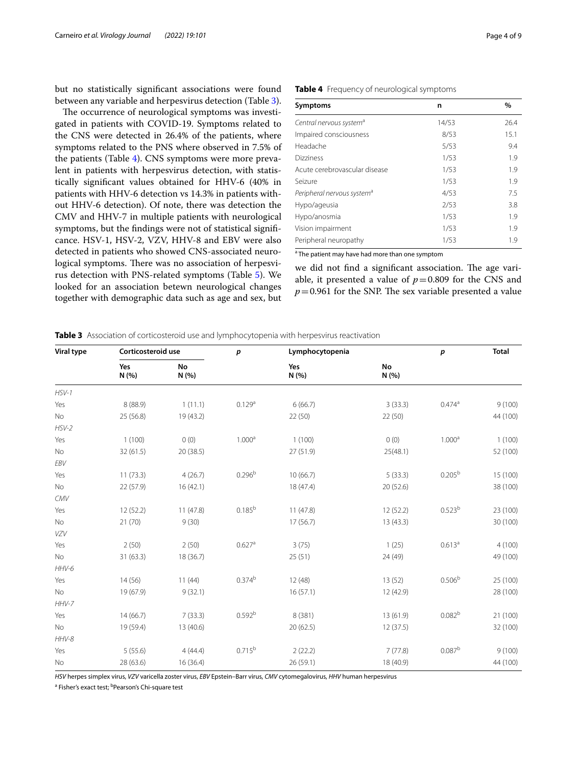but no statistically significant associations were found between any variable and herpesvirus detection (Table 3).

The occurrence of neurological symptoms was investigated in patients with COVID-19. Symptoms related to the CNS were detected in 26.4% of the patients, where symptoms related to the PNS where observed in 7.5% of the patients (Table 4). CNS symptoms were more prevalent in patients with herpesvirus detection, with statistically significant values obtained for HHV-6 (40% in patients with HHV-6 detection vs 14.3% in patients without HHV-6 detection). Of note, there was detection the CMV and HHV-7 in multiple patients with neurological symptoms, but the findings were not of statistical significance. HSV-1, HSV-2, VZV, HHV-8 and EBV were also detected in patients who showed CNS-associated neurological symptoms. There was no association of herpesvirus detection with PNS-related symptoms (Table 5). We looked for an association betwen neurological changes together with demographic data such as age and sex, but we did not find a significant association. The age variable, it presented a value of $p=0.809$ for the CNS and $p=0.961$ for the SNP. The sex variable presented a value

**Table 4** Frequency of neurological symptoms

| Symptoms | n | % |
|---|---|---|
| *Central nervous system*[a] | 14/53 | 26.4 |
| Impaired consciousness | 8/53 | 15.1 |
| Headache | 5/53 | 9.4 |
| Dizziness | 1/53 | 1.9 |
| Acute cerebrovascular disease | 1/53 | 1.9 |
| Seizure | 1/53 | 1.9 |
| *Peripheral nervous system*[a] | 4/53 | 7.5 |
| Hypo/ageusia | 2/53 | 3.8 |
| Hypo/anosmia | 1/53 | 1.9 |
| Vision impairment | 1/53 | 1.9 |
| Peripheral neuropathy | 1/53 | 1.9 |

[a] The patient may have had more than one symptom

**Table 3** Association of corticosteroid use and lymphocytopenia with herpesvirus reactivation

| Viral type | Corticosteroid use | | *p* | Lymphocytopenia | | *p* | Total |
|---|---|---|---|---|---|---|---|
| | Yes N (%) | No N (%) | | Yes N (%) | No N (%) | | |
| *HSV-1* | | | | | | | |
| Yes | 8 (88.9) | 1 (11.1) | 0.129[a] | 6 (66.7) | 3 (33.3) | 0.474[a] | 9 (100) |
| No | 25 (56.8) | 19 (43.2) | | 22 (50) | 22 (50) | | 44 (100) |
| *HSV-2* | | | | | | | |
| Yes | 1 (100) | 0 (0) | 1.000[a] | 1 (100) | 0 (0) | 1.000[a] | 1 (100) |
| No | 32 (61.5) | 20 (38.5) | | 27 (51.9) | 25(48.1) | | 52 (100) |
| *EBV* | | | | | | | |
| Yes | 11 (73.3) | 4 (26.7) | 0.296[b] | 10 (66.7) | 5 (33.3) | 0.205[b] | 15 (100) |
| No | 22 (57.9) | 16 (42.1) | | 18 (47.4) | 20 (52.6) | | 38 (100) |
| *CMV* | | | | | | | |
| Yes | 12 (52.2) | 11 (47.8) | 0.185[b] | 11 (47.8) | 12 (52.2) | 0.523[b] | 23 (100) |
| No | 21 (70) | 9 (30) | | 17 (56.7) | 13 (43.3) | | 30 (100) |
| *VZV* | | | | | | | |
| Yes | 2 (50) | 2 (50) | 0.627[a] | 3 (75) | 1 (25) | 0.613[a] | 4 (100) |
| No | 31 (63.3) | 18 (36.7) | | 25 (51) | 24 (49) | | 49 (100) |
| *HHV-6* | | | | | | | |
| Yes | 14 (56) | 11 (44) | 0.374[b] | 12 (48) | 13 (52) | 0.506[b] | 25 (100) |
| No | 19 (67.9) | 9 (32.1) | | 16 (57.1) | 12 (42.9) | | 28 (100) |
| *HHV-7* | | | | | | | |
| Yes | 14 (66.7) | 7 (33.3) | 0.592[b] | 8 (381) | 13 (61.9) | 0.082[b] | 21 (100) |
| No | 19 (59.4) | 13 (40.6) | | 20 (62.5) | 12 (37.5) | | 32 (100) |
| *HHV-8* | | | | | | | |
| Yes | 5 (55.6) | 4 (44.4) | 0.715[b] | 2 (22.2) | 7 (77.8) | 0.087[b] | 9 (100) |
| No | 28 (63.6) | 16 (36.4) | | 26 (59.1) | 18 (40.9) | | 44 (100) |

*HSV* herpes simplex virus, *VZV* varicella zoster virus, *EBV* Epstein–Barr virus, *CMV* cytomegalovirus, *HHV* human herpesvirus

[a] Fisher's exact test; [b]Pearson's Chi-square test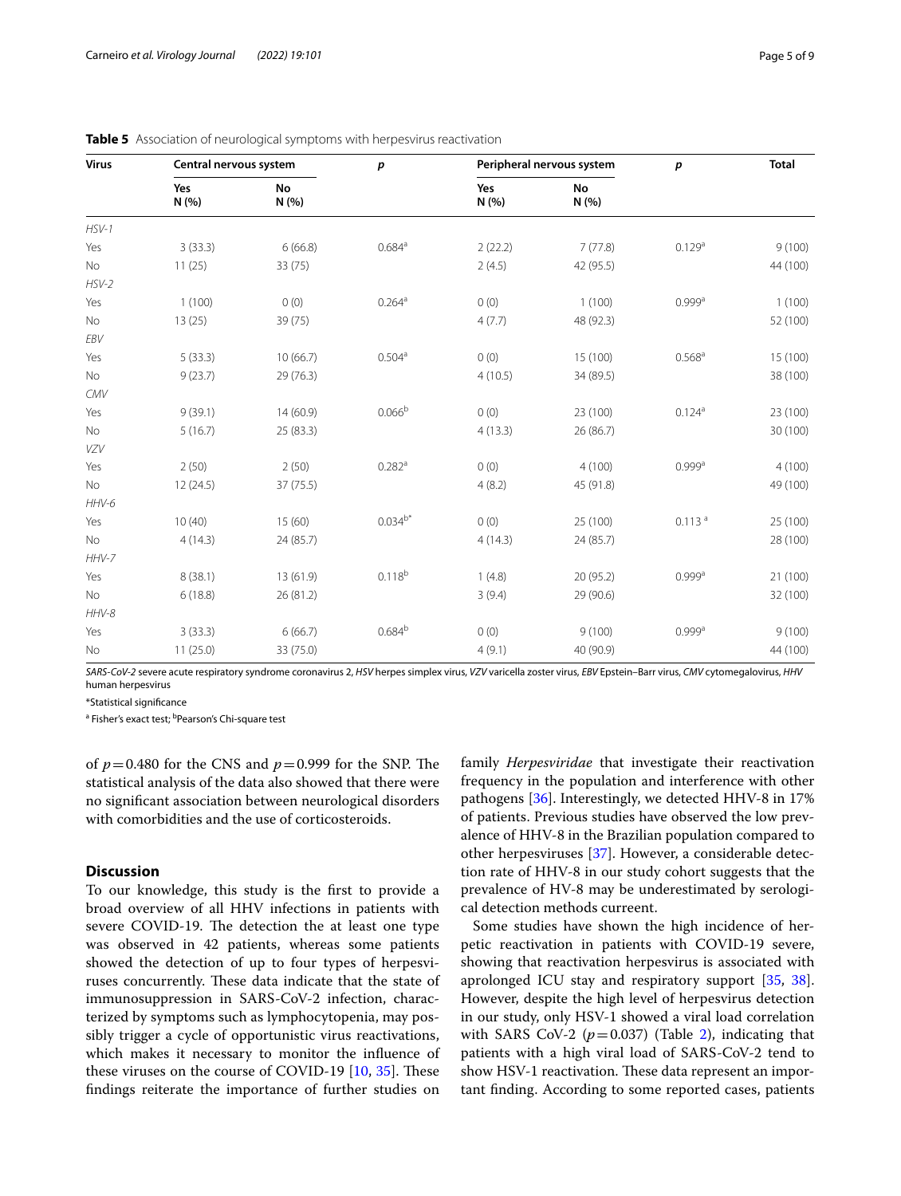**Table 5** Association of neurological symptoms with herpesvirus reactivation

| Virus | Central nervous system | | p | Peripheral nervous system | | p | Total |
|---|---|---|---|---|---|---|---|
| | Yes N (%) | No N (%) | | Yes N (%) | No N (%) | | |
| *HSV-1* | | | | | | | |
| Yes | 3 (33.3) | 6 (66.8) | 0.684[a] | 2 (22.2) | 7 (77.8) | 0.129[a] | 9 (100) |
| No | 11 (25) | 33 (75) | | 2 (4.5) | 42 (95.5) | | 44 (100) |
| *HSV-2* | | | | | | | |
| Yes | 1 (100) | 0 (0) | 0.264[a] | 0 (0) | 1 (100) | 0.999[a] | 1 (100) |
| No | 13 (25) | 39 (75) | | 4 (7.7) | 48 (92.3) | | 52 (100) |
| *EBV* | | | | | | | |
| Yes | 5 (33.3) | 10 (66.7) | 0.504[a] | 0 (0) | 15 (100) | 0.568[a] | 15 (100) |
| No | 9 (23.7) | 29 (76.3) | | 4 (10.5) | 34 (89.5) | | 38 (100) |
| *CMV* | | | | | | | |
| Yes | 9 (39.1) | 14 (60.9) | 0.066[b] | 0 (0) | 23 (100) | 0.124[a] | 23 (100) |
| No | 5 (16.7) | 25 (83.3) | | 4 (13.3) | 26 (86.7) | | 30 (100) |
| *VZV* | | | | | | | |
| Yes | 2 (50) | 2 (50) | 0.282[a] | 0 (0) | 4 (100) | 0.999[a] | 4 (100) |
| No | 12 (24.5) | 37 (75.5) | | 4 (8.2) | 45 (91.8) | | 49 (100) |
| *HHV-6* | | | | | | | |
| Yes | 10 (40) | 15 (60) | 0.034[b*] | 0 (0) | 25 (100) | 0.113[a] | 25 (100) |
| No | 4 (14.3) | 24 (85.7) | | 4 (14.3) | 24 (85.7) | | 28 (100) |
| *HHV-7* | | | | | | | |
| Yes | 8 (38.1) | 13 (61.9) | 0.118[b] | 1 (4.8) | 20 (95.2) | 0.999[a] | 21 (100) |
| No | 6 (18.8) | 26 (81.2) | | 3 (9.4) | 29 (90.6) | | 32 (100) |
| *HHV-8* | | | | | | | |
| Yes | 3 (33.3) | 6 (66.7) | 0.684[b] | 0 (0) | 9 (100) | 0.999[a] | 9 (100) |
| No | 11 (25.0) | 33 (75.0) | | 4 (9.1) | 40 (90.9) | | 44 (100) |

*SARS-CoV-2* severe acute respiratory syndrome coronavirus 2, *HSV* herpes simplex virus, *VZV* varicella zoster virus, *EBV* Epstein–Barr virus, *CMV* cytomegalovirus, *HHV* human herpesvirus

*Statistical significance

[a] Fisher's exact test; [b]Pearson's Chi-square test

of $p = 0.480$ for the CNS and $p = 0.999$ for the SNP. The statistical analysis of the data also showed that there were no significant association between neurological disorders with comorbidities and the use of corticosteroids.

## Discussion

To our knowledge, this study is the first to provide a broad overview of all HHV infections in patients with severe COVID-19. The detection the at least one type was observed in 42 patients, whereas some patients showed the detection of up to four types of herpesviruses concurrently. These data indicate that the state of immunosuppression in SARS-CoV-2 infection, characterized by symptoms such as lymphocytopenia, may possibly trigger a cycle of opportunistic virus reactivations, which makes it necessary to monitor the influence of these viruses on the course of COVID-19 [10, 35]. These findings reiterate the importance of further studies on family *Herpesviridae* that investigate their reactivation frequency in the population and interference with other pathogens [36]. Interestingly, we detected HHV-8 in 17% of patients. Previous studies have observed the low prevalence of HHV-8 in the Brazilian population compared to other herpesviruses [37]. However, a considerable detection rate of HHV-8 in our study cohort suggests that the prevalence of HV-8 may be underestimated by serological detection methods curreent.

Some studies have shown the high incidence of herpetic reactivation in patients with COVID-19 severe, showing that reactivation herpesvirus is associated with aprolonged ICU stay and respiratory support [35, 38]. However, despite the high level of herpesvirus detection in our study, only HSV-1 showed a viral load correlation with SARS CoV-2 ($p = 0.037$) (Table 2), indicating that patients with a high viral load of SARS-CoV-2 tend to show HSV-1 reactivation. These data represent an important finding. According to some reported cases, patients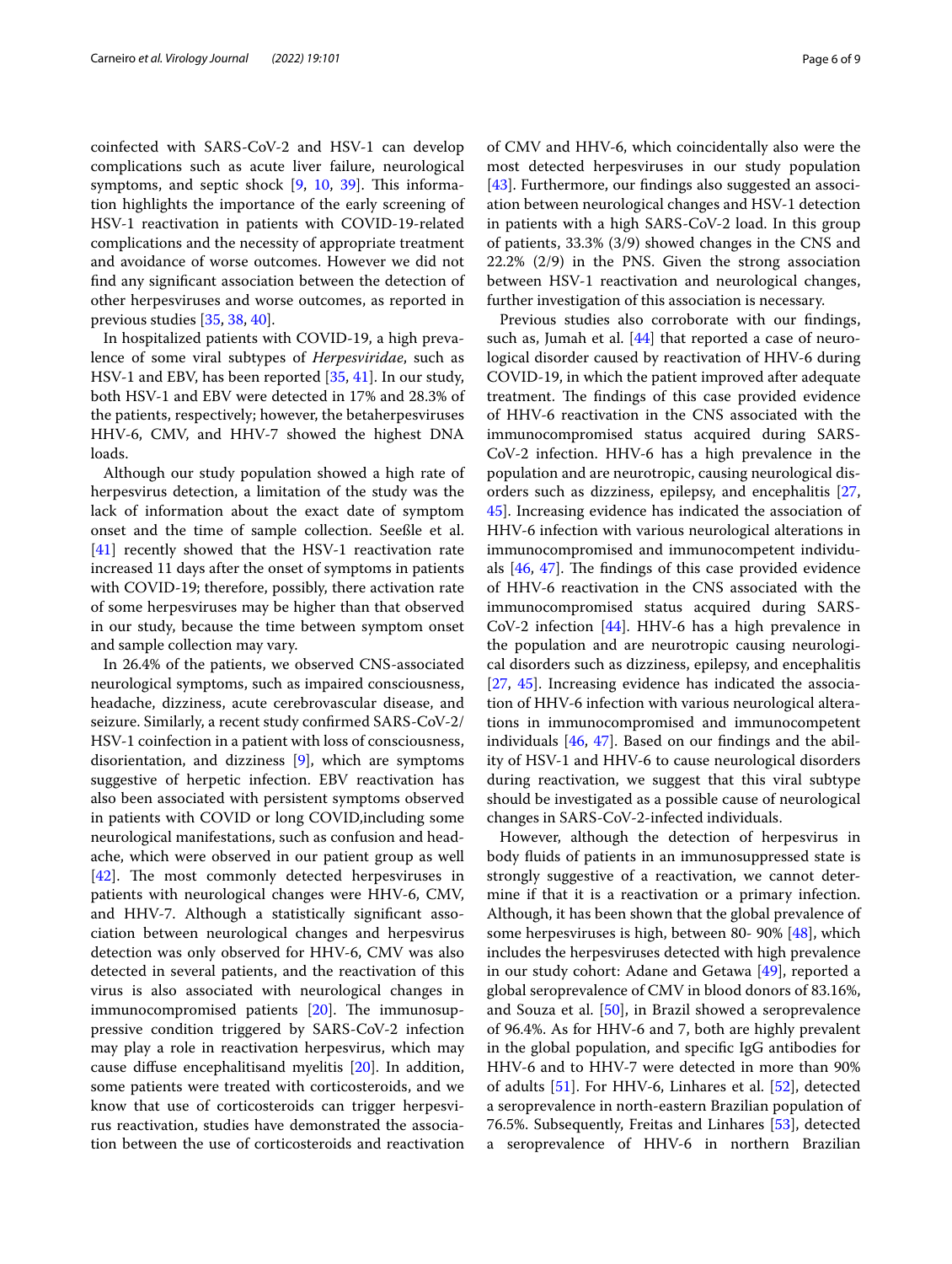coinfected with SARS-CoV-2 and HSV-1 can develop complications such as acute liver failure, neurological symptoms, and septic shock [9, 10, 39]. This information highlights the importance of the early screening of HSV-1 reactivation in patients with COVID-19-related complications and the necessity of appropriate treatment and avoidance of worse outcomes. However we did not find any significant association between the detection of other herpesviruses and worse outcomes, as reported in previous studies [35, 38, 40].

In hospitalized patients with COVID-19, a high prevalence of some viral subtypes of *Herpesviridae*, such as HSV-1 and EBV, has been reported [35, 41]. In our study, both HSV-1 and EBV were detected in 17% and 28.3% of the patients, respectively; however, the betaherpesviruses HHV-6, CMV, and HHV-7 showed the highest DNA loads.

Although our study population showed a high rate of herpesvirus detection, a limitation of the study was the lack of information about the exact date of symptom onset and the time of sample collection. Seeßle et al. [41] recently showed that the HSV-1 reactivation rate increased 11 days after the onset of symptoms in patients with COVID-19; therefore, possibly, there activation rate of some herpesviruses may be higher than that observed in our study, because the time between symptom onset and sample collection may vary.

In 26.4% of the patients, we observed CNS-associated neurological symptoms, such as impaired consciousness, headache, dizziness, acute cerebrovascular disease, and seizure. Similarly, a recent study confirmed SARS-CoV-2/HSV-1 coinfection in a patient with loss of consciousness, disorientation, and dizziness [9], which are symptoms suggestive of herpetic infection. EBV reactivation has also been associated with persistent symptoms observed in patients with COVID or long COVID,including some neurological manifestations, such as confusion and headache, which were observed in our patient group as well [42]. The most commonly detected herpesviruses in patients with neurological changes were HHV-6, CMV, and HHV-7. Although a statistically significant association between neurological changes and herpesvirus detection was only observed for HHV-6, CMV was also detected in several patients, and the reactivation of this virus is also associated with neurological changes in immunocompromised patients [20]. The immunosuppressive condition triggered by SARS-CoV-2 infection may play a role in reactivation herpesvirus, which may cause diffuse encephalitisand myelitis [20]. In addition, some patients were treated with corticosteroids, and we know that use of corticosteroids can trigger herpesvirus reactivation, studies have demonstrated the association between the use of corticosteroids and reactivation of CMV and HHV-6, which coincidentally also were the most detected herpesviruses in our study population [43]. Furthermore, our findings also suggested an association between neurological changes and HSV-1 detection in patients with a high SARS-CoV-2 load. In this group of patients, 33.3% (3/9) showed changes in the CNS and 22.2% (2/9) in the PNS. Given the strong association between HSV-1 reactivation and neurological changes, further investigation of this association is necessary.

Previous studies also corroborate with our findings, such as, Jumah et al. [44] that reported a case of neurological disorder caused by reactivation of HHV-6 during COVID-19, in which the patient improved after adequate treatment. The findings of this case provided evidence of HHV-6 reactivation in the CNS associated with the immunocompromised status acquired during SARS-CoV-2 infection. HHV-6 has a high prevalence in the population and are neurotropic, causing neurological disorders such as dizziness, epilepsy, and encephalitis [27, 45]. Increasing evidence has indicated the association of HHV-6 infection with various neurological alterations in immunocompromised and immunocompetent individuals [46, 47]. The findings of this case provided evidence of HHV-6 reactivation in the CNS associated with the immunocompromised status acquired during SARS-CoV-2 infection [44]. HHV-6 has a high prevalence in the population and are neurotropic causing neurological disorders such as dizziness, epilepsy, and encephalitis [27, 45]. Increasing evidence has indicated the association of HHV-6 infection with various neurological alterations in immunocompromised and immunocompetent individuals [46, 47]. Based on our findings and the ability of HSV-1 and HHV-6 to cause neurological disorders during reactivation, we suggest that this viral subtype should be investigated as a possible cause of neurological changes in SARS-CoV-2-infected individuals.

However, although the detection of herpesvirus in body fluids of patients in an immunosuppressed state is strongly suggestive of a reactivation, we cannot determine if that it is a reactivation or a primary infection. Although, it has been shown that the global prevalence of some herpesviruses is high, between 80- 90% [48], which includes the herpesviruses detected with high prevalence in our study cohort: Adane and Getawa [49], reported a global seroprevalence of CMV in blood donors of 83.16%, and Souza et al. [50], in Brazil showed a seroprevalence of 96.4%. As for HHV-6 and 7, both are highly prevalent in the global population, and specific IgG antibodies for HHV-6 and to HHV-7 were detected in more than 90% of adults [51]. For HHV-6, Linhares et al. [52], detected a seroprevalence in north-eastern Brazilian population of 76.5%. Subsequently, Freitas and Linhares [53], detected a seroprevalence of HHV-6 in northern Brazilian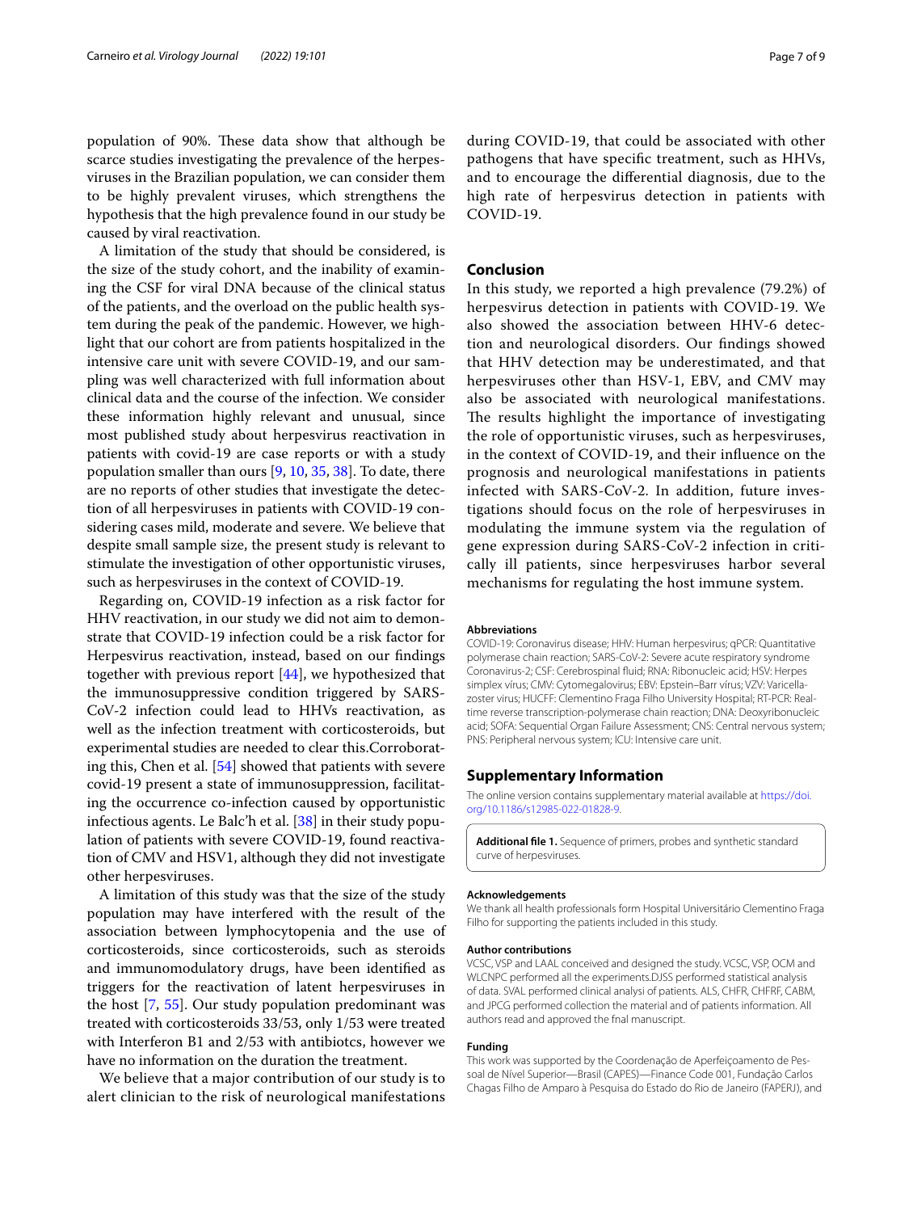population of 90%. These data show that although be scarce studies investigating the prevalence of the herpesviruses in the Brazilian population, we can consider them to be highly prevalent viruses, which strengthens the hypothesis that the high prevalence found in our study be caused by viral reactivation.

A limitation of the study that should be considered, is the size of the study cohort, and the inability of examining the CSF for viral DNA because of the clinical status of the patients, and the overload on the public health system during the peak of the pandemic. However, we highlight that our cohort are from patients hospitalized in the intensive care unit with severe COVID-19, and our sampling was well characterized with full information about clinical data and the course of the infection. We consider these information highly relevant and unusual, since most published study about herpesvirus reactivation in patients with covid-19 are case reports or with a study population smaller than ours [9, 10, 35, 38]. To date, there are no reports of other studies that investigate the detection of all herpesviruses in patients with COVID-19 considering cases mild, moderate and severe. We believe that despite small sample size, the present study is relevant to stimulate the investigation of other opportunistic viruses, such as herpesviruses in the context of COVID-19.

Regarding on, COVID-19 infection as a risk factor for HHV reactivation, in our study we did not aim to demonstrate that COVID-19 infection could be a risk factor for Herpesvirus reactivation, instead, based on our findings together with previous report [44], we hypothesized that the immunosuppressive condition triggered by SARS-CoV-2 infection could lead to HHVs reactivation, as well as the infection treatment with corticosteroids, but experimental studies are needed to clear this.Corroborating this, Chen et al. [54] showed that patients with severe covid-19 present a state of immunosuppression, facilitating the occurrence co-infection caused by opportunistic infectious agents. Le Balc'h et al. [38] in their study population of patients with severe COVID-19, found reactivation of CMV and HSV1, although they did not investigate other herpesviruses.

A limitation of this study was that the size of the study population may have interfered with the result of the association between lymphocytopenia and the use of corticosteroids, since corticosteroids, such as steroids and immunomodulatory drugs, have been identified as triggers for the reactivation of latent herpesviruses in the host [7, 55]. Our study population predominant was treated with corticosteroids 33/53, only 1/53 were treated with Interferon B1 and 2/53 with antibiotcs, however we have no information on the duration the treatment.

We believe that a major contribution of our study is to alert clinician to the risk of neurological manifestations during COVID-19, that could be associated with other pathogens that have specific treatment, such as HHVs, and to encourage the differential diagnosis, due to the high rate of herpesvirus detection in patients with COVID-19.

## Conclusion

In this study, we reported a high prevalence (79.2%) of herpesvirus detection in patients with COVID-19. We also showed the association between HHV-6 detection and neurological disorders. Our findings showed that HHV detection may be underestimated, and that herpesviruses other than HSV-1, EBV, and CMV may also be associated with neurological manifestations. The results highlight the importance of investigating the role of opportunistic viruses, such as herpesviruses, in the context of COVID-19, and their influence on the prognosis and neurological manifestations in patients infected with SARS-CoV-2. In addition, future investigations should focus on the role of herpesviruses in modulating the immune system via the regulation of gene expression during SARS-CoV-2 infection in critically ill patients, since herpesviruses harbor several mechanisms for regulating the host immune system.

#### Abbreviations

COVID-19: Coronavirus disease; HHV: Human herpesvirus; qPCR: Quantitative polymerase chain reaction; SARS-CoV-2: Severe acute respiratory syndrome Coronavirus-2; CSF: Cerebrospinal fluid; RNA: Ribonucleic acid; HSV: Herpes simplex vírus; CMV: Cytomegalovirus; EBV: Epstein–Barr vírus; VZV: Varicella-zoster virus; HUCFF: Clementino Fraga Filho University Hospital; RT-PCR: Real-time reverse transcription-polymerase chain reaction; DNA: Deoxyribonucleic acid; SOFA: Sequential Organ Failure Assessment; CNS: Central nervous system; PNS: Peripheral nervous system; ICU: Intensive care unit.

## Supplementary Information

The online version contains supplementary material available at https://doi.org/10.1186/s12985-022-01828-9.

**Additional file 1.** Sequence of primers, probes and synthetic standard curve of herpesviruses.

#### Acknowledgements

We thank all health professionals form Hospital Universitário Clementino Fraga Filho for supporting the patients included in this study.

#### Author contributions

VCSC, VSP and LAAL conceived and designed the study. VCSC, VSP, OCM and WLCNPC performed all the experiments.DJSS performed statistical analysis of data. SVAL performed clinical analysi of patients. ALS, CHFR, CHFRF, CABM, and JPCG performed collection the material and of patients information. All authors read and approved the fnal manuscript.

#### Funding

This work was supported by the Coordenação de Aperfeiçoamento de Pessoal de Nível Superior—Brasil (CAPES)—Finance Code 001, Fundação Carlos Chagas Filho de Amparo à Pesquisa do Estado do Rio de Janeiro (FAPERJ), and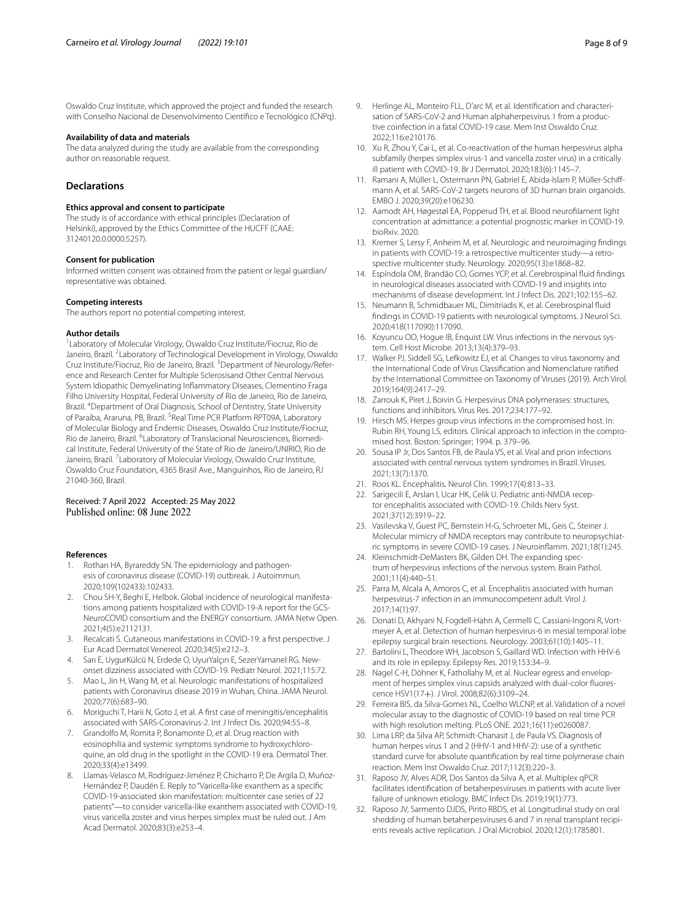Oswaldo Cruz Institute, which approved the project and funded the research with Conselho Nacional de Desenvolvimento Científico e Tecnológico (CNPq).

#### Availability of data and materials

The data analyzed during the study are available from the corresponding author on reasonable request.

## Declarations

#### Ethics approval and consent to participate

The study is of accordance with ethical principles (Declaration of Helsinki), approved by the Ethics Committee of the HUCFF (CAAE: 31240120.0.0000.5257).

#### Consent for publication

Informed written consent was obtained from the patient or legal guardian/representative was obtained.

#### Competing interests

The authors report no potential competing interest.

#### Author details

[1]Laboratory of Molecular Virology, Oswaldo Cruz Institute/Fiocruz, Rio de Janeiro, Brazil. [2]Laboratory of Technological Development in Virology, Oswaldo Cruz Institute/Fiocruz, Rio de Janeiro, Brazil. [3]Department of Neurology/Reference and Research Center for Multiple Sclerosisand Other Central Nervous System Idiopathic Demyelinating Inflammatory Diseases, Clementino Fraga Filho University Hospital, Federal University of Rio de Janeiro, Rio de Janeiro, Brazil. [4]Department of Oral Diagnosis, School of Dentistry, State University of Paraíba, Araruna, PB, Brazil. [5]Real Time PCR Platform RPT09A, Laboratory of Molecular Biology and Endemic Diseases, Oswaldo Cruz Institute/Fiocruz, Rio de Janeiro, Brazil. [6]Laboratory of Translacional Neurosciences, Biomedical Institute, Federal University of the State of Rio de Janeiro/UNIRIO, Rio de Janeiro, Brazil. [7]Laboratory of Molecular Virology, Oswaldo Cruz Institute, Oswaldo Cruz Foundation, 4365 Brasil Ave., Manguinhos, Rio de Janeiro, RJ 21040-360, Brazil.

Received: 7 April 2022 Accepted: 25 May 2022
Published online: 08 June 2022

#### References

1. Rothan HA, Byrareddy SN. The epidemiology and pathogenesis of coronavirus disease (COVID-19) outbreak. J Autoimmun. 2020;109(102433):102433.
2. Chou SH-Y, Beghi E, Helbok. Global incidence of neurological manifestations among patients hospitalized with COVID-19-A report for the GCS-NeuroCOVID consortium and the ENERGY consortium. JAMA Netw Open. 2021;4(5):e2112131.
3. Recalcati S. Cutaneous manifestations in COVID-19: a first perspective. J Eur Acad Dermatol Venereol. 2020;34(5):e212–3.
4. Sarı E, UygurKülcü N, Erdede O, UyurYalçın E, SezerYamanel RG. New-onset dizziness associated with COVID-19. Pediatr Neurol. 2021;115:72.
5. Mao L, Jin H, Wang M, et al. Neurologic manifestations of hospitalized patients with Coronavirus disease 2019 in Wuhan, China. JAMA Neurol. 2020;77(6):683–90.
6. Moriguchi T, Harii N, Goto J, et al. A first case of meningitis/encephalitis associated with SARS-Coronavirus-2. Int J Infect Dis. 2020;94:55–8.
7. Grandolfo M, Romita P, Bonamonte D, et al. Drug reaction with eosinophilia and systemic symptoms syndrome to hydroxychloroquine, an old drug in the spotlight in the COVID-19 era. Dermatol Ther. 2020;33(4):e13499.
8. Llamas-Velasco M, Rodríguez-Jiménez P, Chicharro P, De Argila D, Muñoz-Hernández P, Daudén E. Reply to "Varicella-like exanthem as a specific COVID-19-associated skin manifestation: multicenter case series of 22 patients"—to consider varicella-like exanthem associated with COVID-19, virus varicella zoster and virus herpes simplex must be ruled out. J Am Acad Dermatol. 2020;83(3):e253–4.
9. Herlinge AL, Monteiro FLL, D'arc M, et al. Identification and characterisation of SARS-CoV-2 and Human alphaherpesvirus 1 from a productive coinfection in a fatal COVID-19 case. Mem Inst Oswaldo Cruz. 2022;116:e210176.
10. Xu R, Zhou Y, Cai L, et al. Co-reactivation of the human herpesvirus alpha subfamily (herpes simplex virus-1 and varicella zoster virus) in a critically ill patient with COVID-19. Br J Dermatol. 2020;183(6):1145–7.
11. Ramani A, Müller L, Ostermann PN, Gabriel E, Abida-Islam P, Müller-Schiffmann A, et al. SARS-CoV-2 targets neurons of 3D human brain organoids. EMBO J. 2020;39(20):e106230.
12. Aamodt AH, Høgestøl EA, Popperud TH, et al. Blood neurofilament light concentration at admittance: a potential prognostic marker in COVID-19. bioRxiv. 2020.
13. Kremer S, Lersy F, Anheim M, et al. Neurologic and neuroimaging findings in patients with COVID-19: a retrospective multicenter study—a retrospective multicenter study. Neurology. 2020;95(13):e1868–82.
14. Espíndola OM, Brandão CO, Gomes YCP, et al. Cerebrospinal fluid findings in neurological diseases associated with COVID-19 and insights into mechanisms of disease development. Int J Infect Dis. 2021;102:155–62.
15. Neumann B, Schmidbauer ML, Dimitriadis K, et al. Cerebrospinal fluid findings in COVID-19 patients with neurological symptoms. J Neurol Sci. 2020;418(117090):117090.
16. Koyuncu OO, Hogue IB, Enquist LW. Virus infections in the nervous system. Cell Host Microbe. 2013;13(4):379–93.
17. Walker PJ, Siddell SG, Lefkowitz EJ, et al. Changes to virus taxonomy and the International Code of Virus Classification and Nomenclature ratified by the International Committee on Taxonomy of Viruses (2019). Arch Virol. 2019;164(9):2417–29.
18. Zarrouk K, Piret J, Boivin G. Herpesvirus DNA polymerases: structures, functions and inhibitors. Virus Res. 2017;234:177–92.
19. Hirsch MS. Herpes group virus infections in the compromised host. In: Rubin RH, Young LS, editors. Clinical approach to infection in the compromised host. Boston: Springer; 1994. p. 379–96.
20. Sousa IP Jr, Dos Santos FB, de Paula VS, et al. Viral and prion infections associated with central nervous system syndromes in Brazil. Viruses. 2021;13(7):1370.
21. Roos KL. Encephalitis. Neurol Clin. 1999;17(4):813–33.
22. Sarigecili E, Arslan I, Ucar HK, Celik U. Pediatric anti-NMDA receptor encephalitis associated with COVID-19. Childs Nerv Syst. 2021;37(12):3919–22.
23. Vasilevska V, Guest PC, Bernstein H-G, Schroeter ML, Geis C, Steiner J. Molecular mimicry of NMDA receptors may contribute to neuropsychiatric symptoms in severe COVID-19 cases. J Neuroinflamm. 2021;18(1):245.
24. Kleinschmidt-DeMasters BK, Gilden DH. The expanding spectrum of herpesvirus infections of the nervous system. Brain Pathol. 2001;11(4):440–51.
25. Parra M, Alcala A, Amoros C, et al. Encephalitis associated with human herpesvirus-7 infection in an immunocompetent adult. Virol J. 2017;14(1):97.
26. Donati D, Akhyani N, Fogdell-Hahn A, Cermelli C, Cassiani-Ingoni R, Vortmeyer A, et al. Detection of human herpesvirus-6 in mesial temporal lobe epilepsy surgical brain resections. Neurology. 2003;61(10):1405–11.
27. Bartolini L, Theodore WH, Jacobson S, Gaillard WD. Infection with HHV-6 and its role in epilepsy. Epilepsy Res. 2019;153:34–9.
28. Nagel C-H, Döhner K, Fathollahy M, et al. Nuclear egress and envelopment of herpes simplex virus capsids analyzed with dual-color fluorescence HSV1(17+). J Virol. 2008;82(6):3109–24.
29. Ferreira BIS, da Silva-Gomes NL, Coelho WLCNP, et al. Validation of a novel molecular assay to the diagnostic of COVID-19 based on real time PCR with high resolution melting. PLoS ONE. 2021;16(11):e0260087.
30. Lima LRP, da Silva AP, Schmidt-Chanasit J, de Paula VS. Diagnosis of human herpes virus 1 and 2 (HHV-1 and HHV-2): use of a synthetic standard curve for absolute quantification by real time polymerase chain reaction. Mem Inst Oswaldo Cruz. 2017;112(3):220–3.
31. Raposo JV, Alves ADR, Dos Santos da Silva A, et al. Multiplex qPCR facilitates identification of betaherpesviruses in patients with acute liver failure of unknown etiology. BMC Infect Dis. 2019;19(1):773.
32. Raposo JV, Sarmento DJDS, Pinto RBDS, et al. Longitudinal study on oral shedding of human betaherpesviruses 6 and 7 in renal transplant recipients reveals active replication. J Oral Microbiol. 2020;12(1):1785801.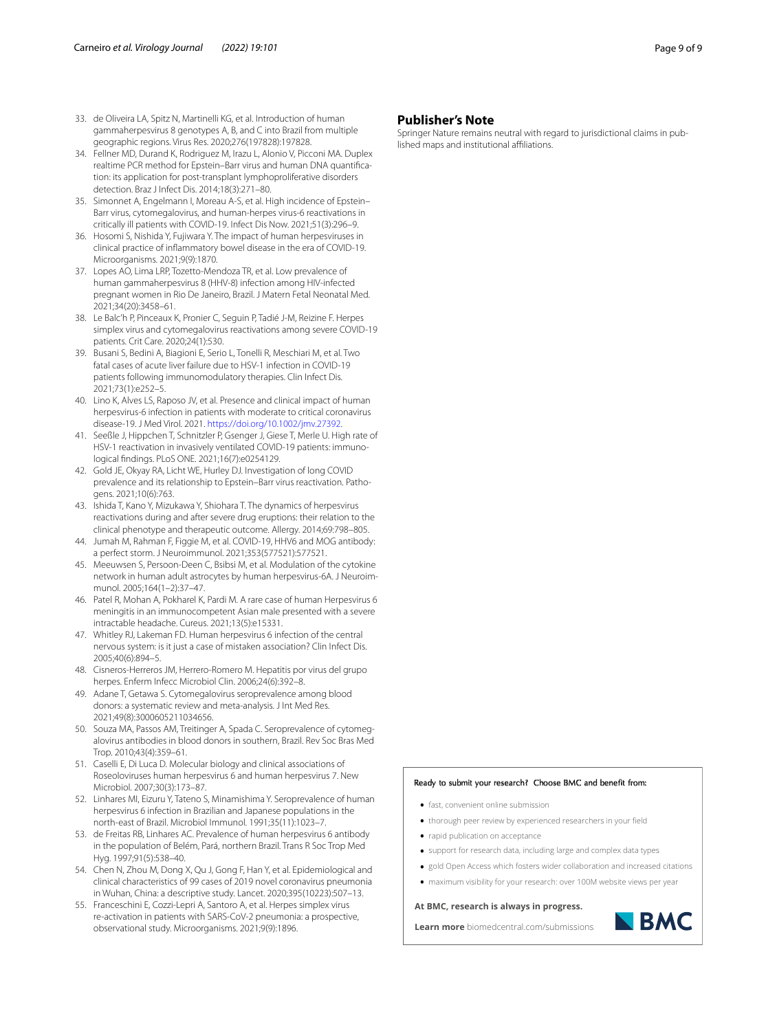33. de Oliveira LA, Spitz N, Martinelli KG, et al. Introduction of human gammaherpesvirus 8 genotypes A, B, and C into Brazil from multiple geographic regions. Virus Res. 2020;276(197828):197828.
34. Fellner MD, Durand K, Rodriguez M, Irazu L, Alonio V, Picconi MA. Duplex realtime PCR method for Epstein–Barr virus and human DNA quantification: its application for post-transplant lymphoproliferative disorders detection. Braz J Infect Dis. 2014;18(3):271–80.
35. Simonnet A, Engelmann I, Moreau A-S, et al. High incidence of Epstein–Barr virus, cytomegalovirus, and human-herpes virus-6 reactivations in critically ill patients with COVID-19. Infect Dis Now. 2021;51(3):296–9.
36. Hosomi S, Nishida Y, Fujiwara Y. The impact of human herpesviruses in clinical practice of inflammatory bowel disease in the era of COVID-19. Microorganisms. 2021;9(9):1870.
37. Lopes AO, Lima LRP, Tozetto-Mendoza TR, et al. Low prevalence of human gammaherpesvirus 8 (HHV-8) infection among HIV-infected pregnant women in Rio De Janeiro, Brazil. J Matern Fetal Neonatal Med. 2021;34(20):3458–61.
38. Le Balc'h P, Pinceaux K, Pronier C, Seguin P, Tadié J-M, Reizine F. Herpes simplex virus and cytomegalovirus reactivations among severe COVID-19 patients. Crit Care. 2020;24(1):530.
39. Busani S, Bedini A, Biagioni E, Serio L, Tonelli R, Meschiari M, et al. Two fatal cases of acute liver failure due to HSV-1 infection in COVID-19 patients following immunomodulatory therapies. Clin Infect Dis. 2021;73(1):e252–5.
40. Lino K, Alves LS, Raposo JV, et al. Presence and clinical impact of human herpesvirus-6 infection in patients with moderate to critical coronavirus disease-19. J Med Virol. 2021. https://doi.org/10.1002/jmv.27392.
41. Seeßle J, Hippchen T, Schnitzler P, Gsenger J, Giese T, Merle U. High rate of HSV-1 reactivation in invasively ventilated COVID-19 patients: immunological findings. PLoS ONE. 2021;16(7):e0254129.
42. Gold JE, Okyay RA, Licht WE, Hurley DJ. Investigation of long COVID prevalence and its relationship to Epstein–Barr virus reactivation. Pathogens. 2021;10(6):763.
43. Ishida T, Kano Y, Mizukawa Y, Shiohara T. The dynamics of herpesvirus reactivations during and after severe drug eruptions: their relation to the clinical phenotype and therapeutic outcome. Allergy. 2014;69:798–805.
44. Jumah M, Rahman F, Figgie M, et al. COVID-19, HHV6 and MOG antibody: a perfect storm. J Neuroimmunol. 2021;353(577521):577521.
45. Meeuwsen S, Persoon-Deen C, Bsibsi M, et al. Modulation of the cytokine network in human adult astrocytes by human herpesvirus-6A. J Neuroimmunol. 2005;164(1–2):37–47.
46. Patel R, Mohan A, Pokharel K, Pardi M. A rare case of human Herpesvirus 6 meningitis in an immunocompetent Asian male presented with a severe intractable headache. Cureus. 2021;13(5):e15331.
47. Whitley RJ, Lakeman FD. Human herpesvirus 6 infection of the central nervous system: is it just a case of mistaken association? Clin Infect Dis. 2005;40(6):894–5.
48. Cisneros-Herreros JM, Herrero-Romero M. Hepatitis por virus del grupo herpes. Enferm Infecc Microbiol Clin. 2006;24(6):392–8.
49. Adane T, Getawa S. Cytomegalovirus seroprevalence among blood donors: a systematic review and meta-analysis. J Int Med Res. 2021;49(8):3000605211034656.
50. Souza MA, Passos AM, Treitinger A, Spada C. Seroprevalence of cytomegalovirus antibodies in blood donors in southern, Brazil. Rev Soc Bras Med Trop. 2010;43(4):359–61.
51. Caselli E, Di Luca D. Molecular biology and clinical associations of Roseoloviruses human herpesvirus 6 and human herpesvirus 7. New Microbiol. 2007;30(3):173–87.
52. Linhares MI, Eizuru Y, Tateno S, Minamishima Y. Seroprevalence of human herpesvirus 6 infection in Brazilian and Japanese populations in the north-east of Brazil. Microbiol Immunol. 1991;35(11):1023–7.
53. de Freitas RB, Linhares AC. Prevalence of human herpesvirus 6 antibody in the population of Belém, Pará, northern Brazil. Trans R Soc Trop Med Hyg. 1997;91(5):538–40.
54. Chen N, Zhou M, Dong X, Qu J, Gong F, Han Y, et al. Epidemiological and clinical characteristics of 99 cases of 2019 novel coronavirus pneumonia in Wuhan, China: a descriptive study. Lancet. 2020;395(10223):507–13.
55. Franceschini E, Cozzi-Lepri A, Santoro A, et al. Herpes simplex virus re-activation in patients with SARS-CoV-2 pneumonia: a prospective, observational study. Microorganisms. 2021;9(9):1896.

## Publisher's Note

Springer Nature remains neutral with regard to jurisdictional claims in published maps and institutional affiliations.

Ready to submit your research? Choose BMC and benefit from:

- fast, convenient online submission
- thorough peer review by experienced researchers in your field
- rapid publication on acceptance
- support for research data, including large and complex data types
- gold Open Access which fosters wider collaboration and increased citations
- maximum visibility for your research: over 100M website views per year

**At BMC, research is always in progress.**

**Learn more** biomedcentral.com/submissions